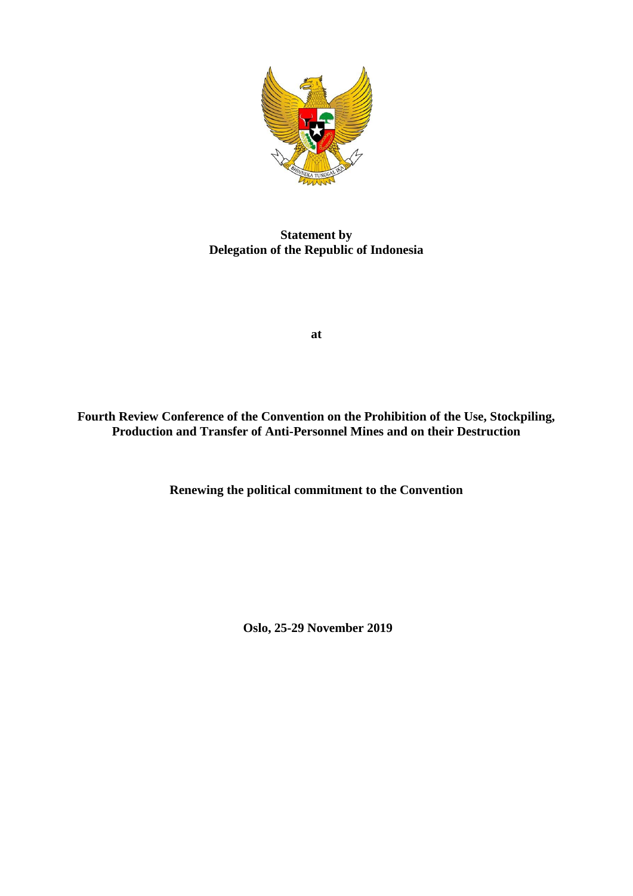**Statement by**
**Delegation of the Republic of Indonesia**

**at**

**Fourth Review Conference of the Convention on the Prohibition of the Use, Stockpiling, Production and Transfer of Anti-Personnel Mines and on their Destruction**

**Renewing the political commitment to the Convention**

**Oslo, 25-29 November 2019**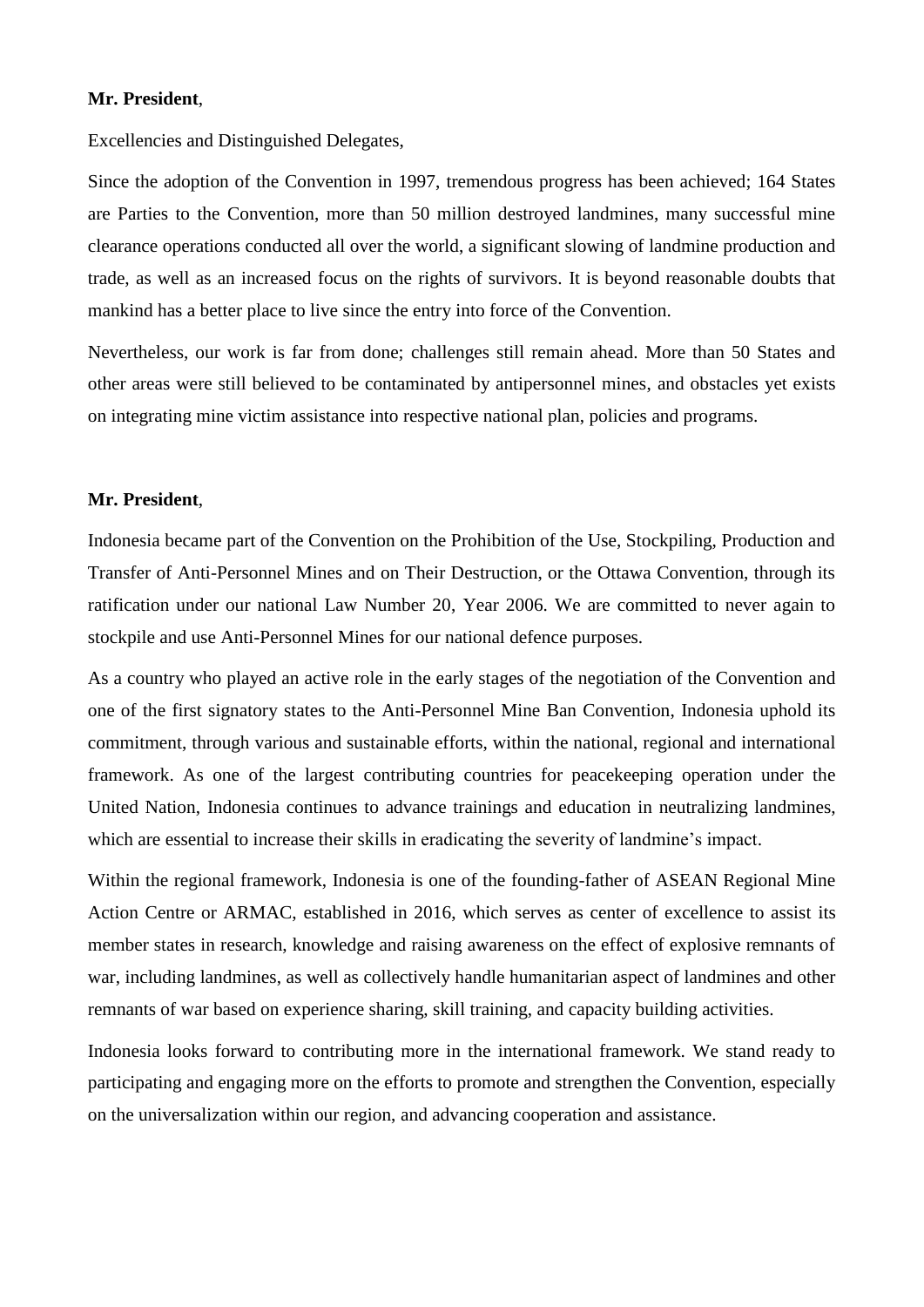**Mr. President**,

Excellencies and Distinguished Delegates,

Since the adoption of the Convention in 1997, tremendous progress has been achieved; 164 States are Parties to the Convention, more than 50 million destroyed landmines, many successful mine clearance operations conducted all over the world, a significant slowing of landmine production and trade, as well as an increased focus on the rights of survivors. It is beyond reasonable doubts that mankind has a better place to live since the entry into force of the Convention.

Nevertheless, our work is far from done; challenges still remain ahead. More than 50 States and other areas were still believed to be contaminated by antipersonnel mines, and obstacles yet exists on integrating mine victim assistance into respective national plan, policies and programs.

**Mr. President**,

Indonesia became part of the Convention on the Prohibition of the Use, Stockpiling, Production and Transfer of Anti-Personnel Mines and on Their Destruction, or the Ottawa Convention, through its ratification under our national Law Number 20, Year 2006. We are committed to never again to stockpile and use Anti-Personnel Mines for our national defence purposes.

As a country who played an active role in the early stages of the negotiation of the Convention and one of the first signatory states to the Anti-Personnel Mine Ban Convention, Indonesia uphold its commitment, through various and sustainable efforts, within the national, regional and international framework. As one of the largest contributing countries for peacekeeping operation under the United Nation, Indonesia continues to advance trainings and education in neutralizing landmines, which are essential to increase their skills in eradicating the severity of landmine's impact.

Within the regional framework, Indonesia is one of the founding-father of ASEAN Regional Mine Action Centre or ARMAC, established in 2016, which serves as center of excellence to assist its member states in research, knowledge and raising awareness on the effect of explosive remnants of war, including landmines, as well as collectively handle humanitarian aspect of landmines and other remnants of war based on experience sharing, skill training, and capacity building activities.

Indonesia looks forward to contributing more in the international framework. We stand ready to participating and engaging more on the efforts to promote and strengthen the Convention, especially on the universalization within our region, and advancing cooperation and assistance.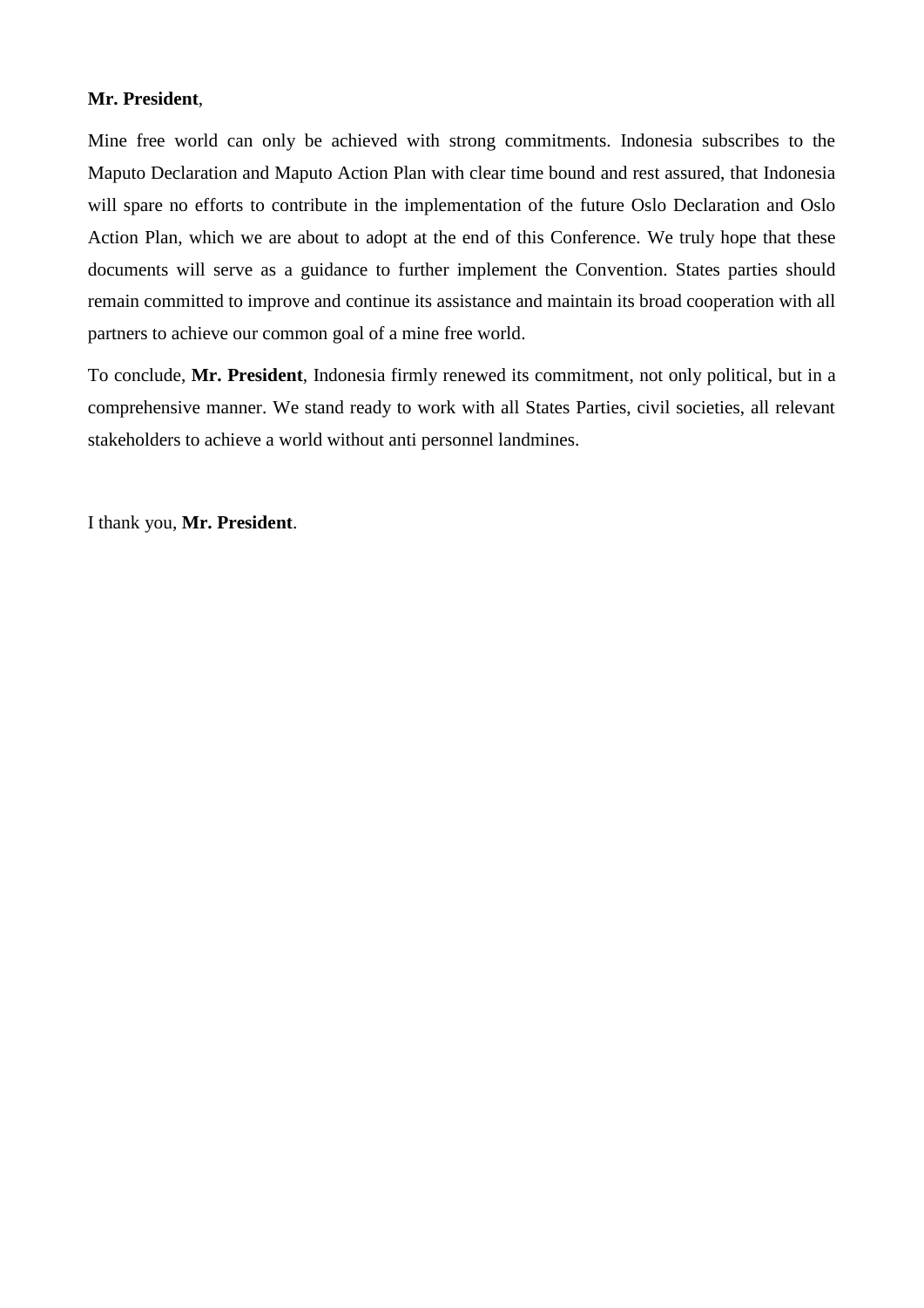**Mr. President**,

Mine free world can only be achieved with strong commitments. Indonesia subscribes to the Maputo Declaration and Maputo Action Plan with clear time bound and rest assured, that Indonesia will spare no efforts to contribute in the implementation of the future Oslo Declaration and Oslo Action Plan, which we are about to adopt at the end of this Conference. We truly hope that these documents will serve as a guidance to further implement the Convention. States parties should remain committed to improve and continue its assistance and maintain its broad cooperation with all partners to achieve our common goal of a mine free world.

To conclude, **Mr. President**, Indonesia firmly renewed its commitment, not only political, but in a comprehensive manner. We stand ready to work with all States Parties, civil societies, all relevant stakeholders to achieve a world without anti personnel landmines.

I thank you, **Mr. President**.